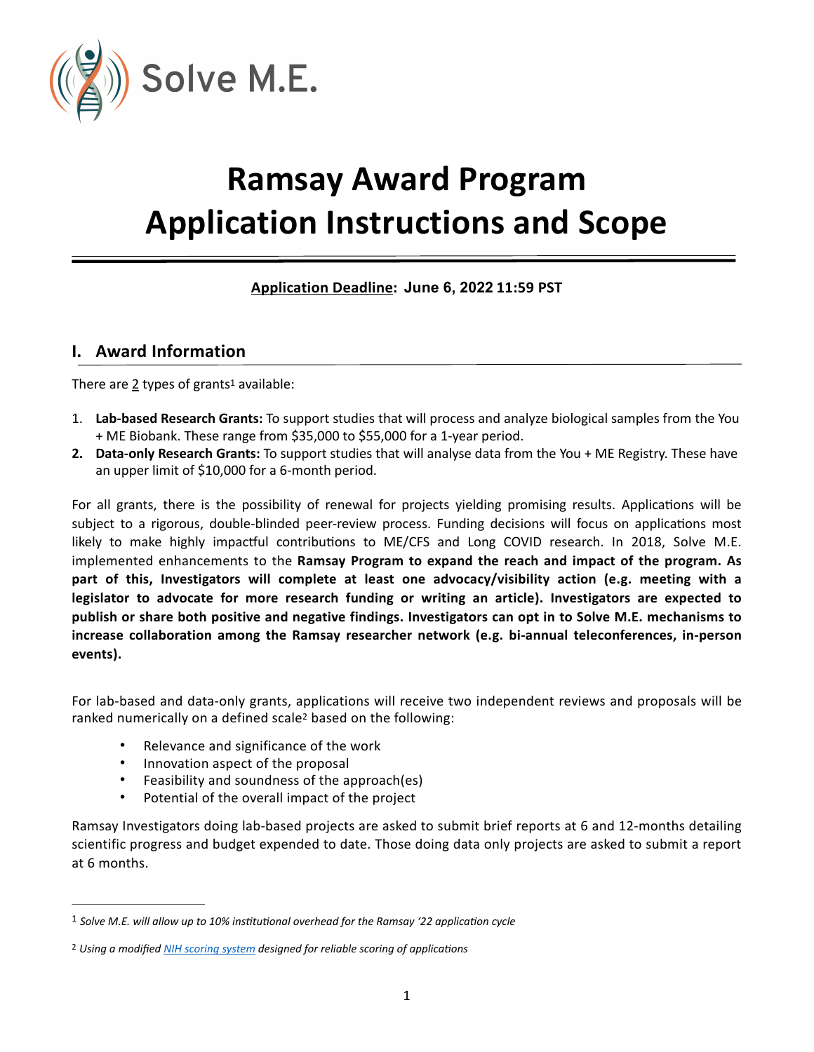Solve M.E.

# Ramsay Award Program
# Application Instructions and Scope

**Application Deadline: June 6, 2022 11:59 PST**

## I. Award Information

There are 2 types of grants[1] available:

1. **Lab-based Research Grants:** To support studies that will process and analyze biological samples from the You + ME Biobank. These range from $35,000 to $55,000 for a 1-year period.
2. **Data-only Research Grants:** To support studies that will analyse data from the You + ME Registry. These have an upper limit of $10,000 for a 6-month period.

For all grants, there is the possibility of renewal for projects yielding promising results. Applications will be subject to a rigorous, double-blinded peer-review process. Funding decisions will focus on applications most likely to make highly impactful contributions to ME/CFS and Long COVID research. In 2018, Solve M.E. implemented enhancements to the **Ramsay Program to expand the reach and impact of the program. As part of this, Investigators will complete at least one advocacy/visibility action (e.g. meeting with a legislator to advocate for more research funding or writing an article). Investigators are expected to publish or share both positive and negative findings. Investigators can opt in to Solve M.E. mechanisms to increase collaboration among the Ramsay researcher network (e.g. bi-annual teleconferences, in-person events).**

For lab-based and data-only grants, applications will receive two independent reviews and proposals will be ranked numerically on a defined scale[2] based on the following:

- Relevance and significance of the work
- Innovation aspect of the proposal
- Feasibility and soundness of the approach(es)
- Potential of the overall impact of the project

Ramsay Investigators doing lab-based projects are asked to submit brief reports at 6 and 12-months detailing scientific progress and budget expended to date. Those doing data only projects are asked to submit a report at 6 months.

---

[1] *Solve M.E. will allow up to 10% institutional overhead for the Ramsay '22 application cycle*

[2] *Using a modified NIH scoring system designed for reliable scoring of applications*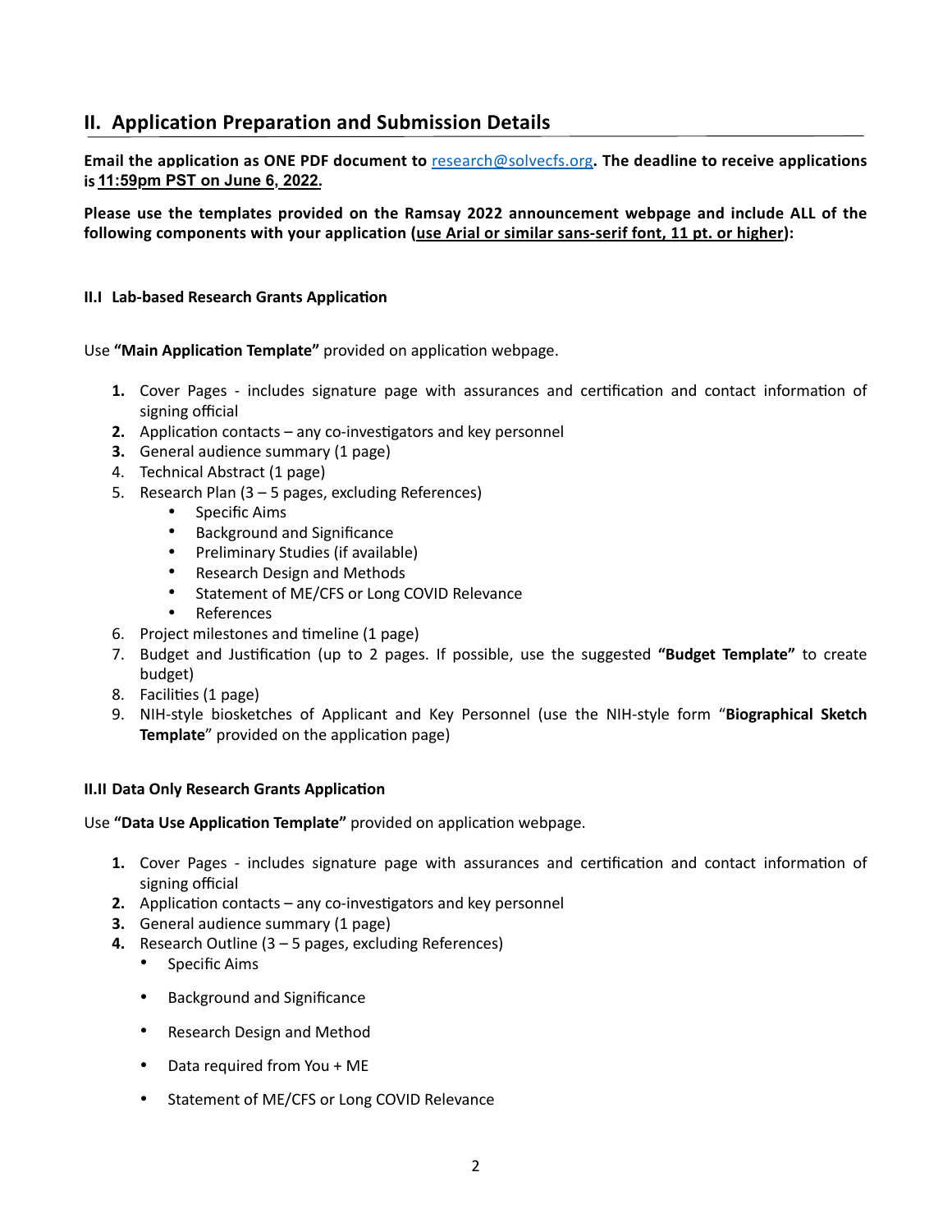## II. Application Preparation and Submission Details

**Email the application as ONE PDF document to research@solvecfs.org. The deadline to receive applications is <u>11:59pm PST on June 6, 2022</u>.**

**Please use the templates provided on the Ramsay 2022 announcement webpage and include ALL of the following components with your application (<u>use Arial or similar sans-serif font, 11 pt. or higher</u>):**

### II.I Lab-based Research Grants Application

Use **"Main Application Template"** provided on application webpage.

1. Cover Pages - includes signature page with assurances and certification and contact information of signing official
2. Application contacts – any co-investigators and key personnel
3. General audience summary (1 page)
4. Technical Abstract (1 page)
5. Research Plan (3 – 5 pages, excluding References)
   - Specific Aims
   - Background and Significance
   - Preliminary Studies (if available)
   - Research Design and Methods
   - Statement of ME/CFS or Long COVID Relevance
   - References
6. Project milestones and timeline (1 page)
7. Budget and Justification (up to 2 pages. If possible, use the suggested **"Budget Template"** to create budget)
8. Facilities (1 page)
9. NIH-style biosketches of Applicant and Key Personnel (use the NIH-style form "**Biographical Sketch Template**" provided on the application page)

### II.II Data Only Research Grants Application

Use **"Data Use Application Template"** provided on application webpage.

1. Cover Pages - includes signature page with assurances and certification and contact information of signing official
2. Application contacts – any co-investigators and key personnel
3. General audience summary (1 page)
4. Research Outline (3 – 5 pages, excluding References)
   - Specific Aims
   - Background and Significance
   - Research Design and Method
   - Data required from You + ME
   - Statement of ME/CFS or Long COVID Relevance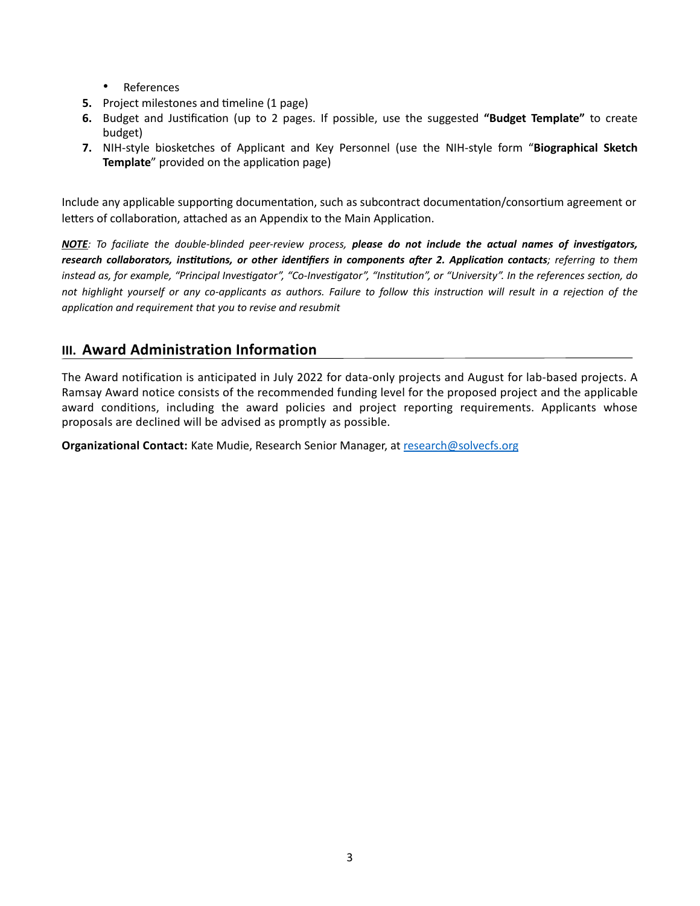- References

5. Project milestones and timeline (1 page)
6. Budget and Justification (up to 2 pages. If possible, use the suggested **"Budget Template"** to create budget)
7. NIH-style biosketches of Applicant and Key Personnel (use the NIH-style form "**Biographical Sketch Template**" provided on the application page)

Include any applicable supporting documentation, such as subcontract documentation/consortium agreement or letters of collaboration, attached as an Appendix to the Main Application.

***NOTE**: To faciliate the double-blinded peer-review process, **please do not include the actual names of investigators, research collaborators, institutions, or other identifiers in components after 2. Application contacts**; referring to them instead as, for example, "Principal Investigator", "Co-Investigator", "Institution", or "University". In the references section, do not highlight yourself or any co-applicants as authors. Failure to follow this instruction will result in a rejection of the application and requirement that you to revise and resubmit*

## III. Award Administration Information

The Award notification is anticipated in July 2022 for data-only projects and August for lab-based projects. A Ramsay Award notice consists of the recommended funding level for the proposed project and the applicable award conditions, including the award policies and project reporting requirements. Applicants whose proposals are declined will be advised as promptly as possible.

**Organizational Contact:** Kate Mudie, Research Senior Manager, at research@solvecfs.org